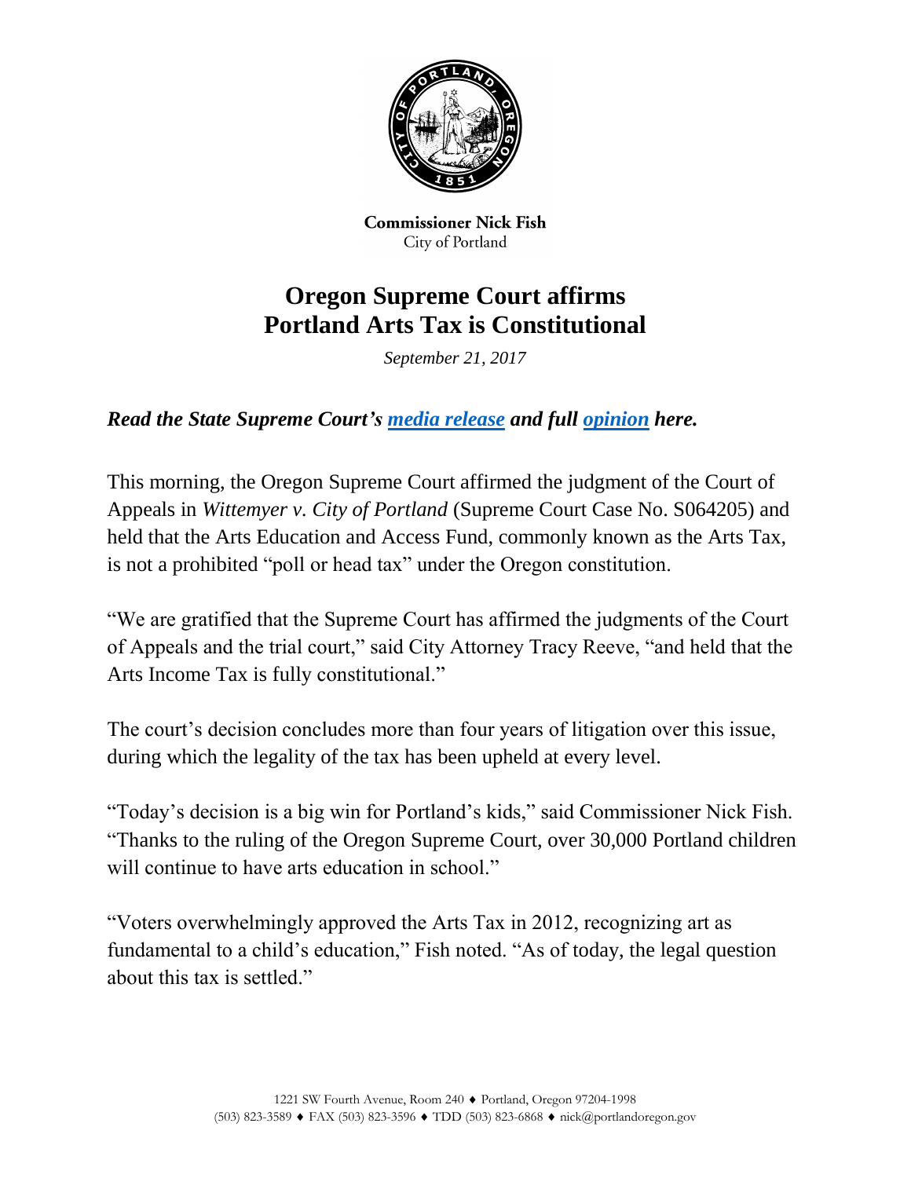**Commissioner Nick Fish**
City of Portland

# Oregon Supreme Court affirms Portland Arts Tax is Constitutional

*September 21, 2017*

***Read the State Supreme Court's media release and full opinion here.***

This morning, the Oregon Supreme Court affirmed the judgment of the Court of Appeals in *Wittemyer v. City of Portland* (Supreme Court Case No. S064205) and held that the Arts Education and Access Fund, commonly known as the Arts Tax, is not a prohibited "poll or head tax" under the Oregon constitution.

"We are gratified that the Supreme Court has affirmed the judgments of the Court of Appeals and the trial court," said City Attorney Tracy Reeve, "and held that the Arts Income Tax is fully constitutional."

The court's decision concludes more than four years of litigation over this issue, during which the legality of the tax has been upheld at every level.

"Today's decision is a big win for Portland's kids," said Commissioner Nick Fish. "Thanks to the ruling of the Oregon Supreme Court, over 30,000 Portland children will continue to have arts education in school."

"Voters overwhelmingly approved the Arts Tax in 2012, recognizing art as fundamental to a child's education," Fish noted. "As of today, the legal question about this tax is settled."

1221 SW Fourth Avenue, Room 240 ♦ Portland, Oregon 97204-1998
(503) 823-3589 ♦ FAX (503) 823-3596 ♦ TDD (503) 823-6868 ♦ nick@portlandoregon.gov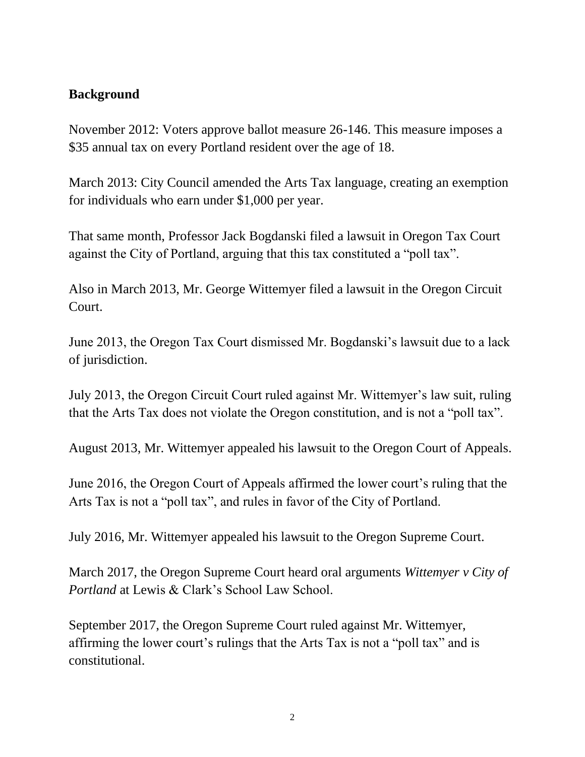## **Background**

November 2012: Voters approve ballot measure 26-146. This measure imposes a $35 annual tax on every Portland resident over the age of 18.

March 2013: City Council amended the Arts Tax language, creating an exemption for individuals who earn under $1,000 per year.

That same month, Professor Jack Bogdanski filed a lawsuit in Oregon Tax Court against the City of Portland, arguing that this tax constituted a "poll tax".

Also in March 2013, Mr. George Wittemyer filed a lawsuit in the Oregon Circuit Court.

June 2013, the Oregon Tax Court dismissed Mr. Bogdanski's lawsuit due to a lack of jurisdiction.

July 2013, the Oregon Circuit Court ruled against Mr. Wittemyer's law suit, ruling that the Arts Tax does not violate the Oregon constitution, and is not a "poll tax".

August 2013, Mr. Wittemyer appealed his lawsuit to the Oregon Court of Appeals.

June 2016, the Oregon Court of Appeals affirmed the lower court's ruling that the Arts Tax is not a "poll tax", and rules in favor of the City of Portland.

July 2016, Mr. Wittemyer appealed his lawsuit to the Oregon Supreme Court.

March 2017, the Oregon Supreme Court heard oral arguments *Wittemyer v City of Portland* at Lewis & Clark's School Law School.

September 2017, the Oregon Supreme Court ruled against Mr. Wittemyer, affirming the lower court's rulings that the Arts Tax is not a "poll tax" and is constitutional.